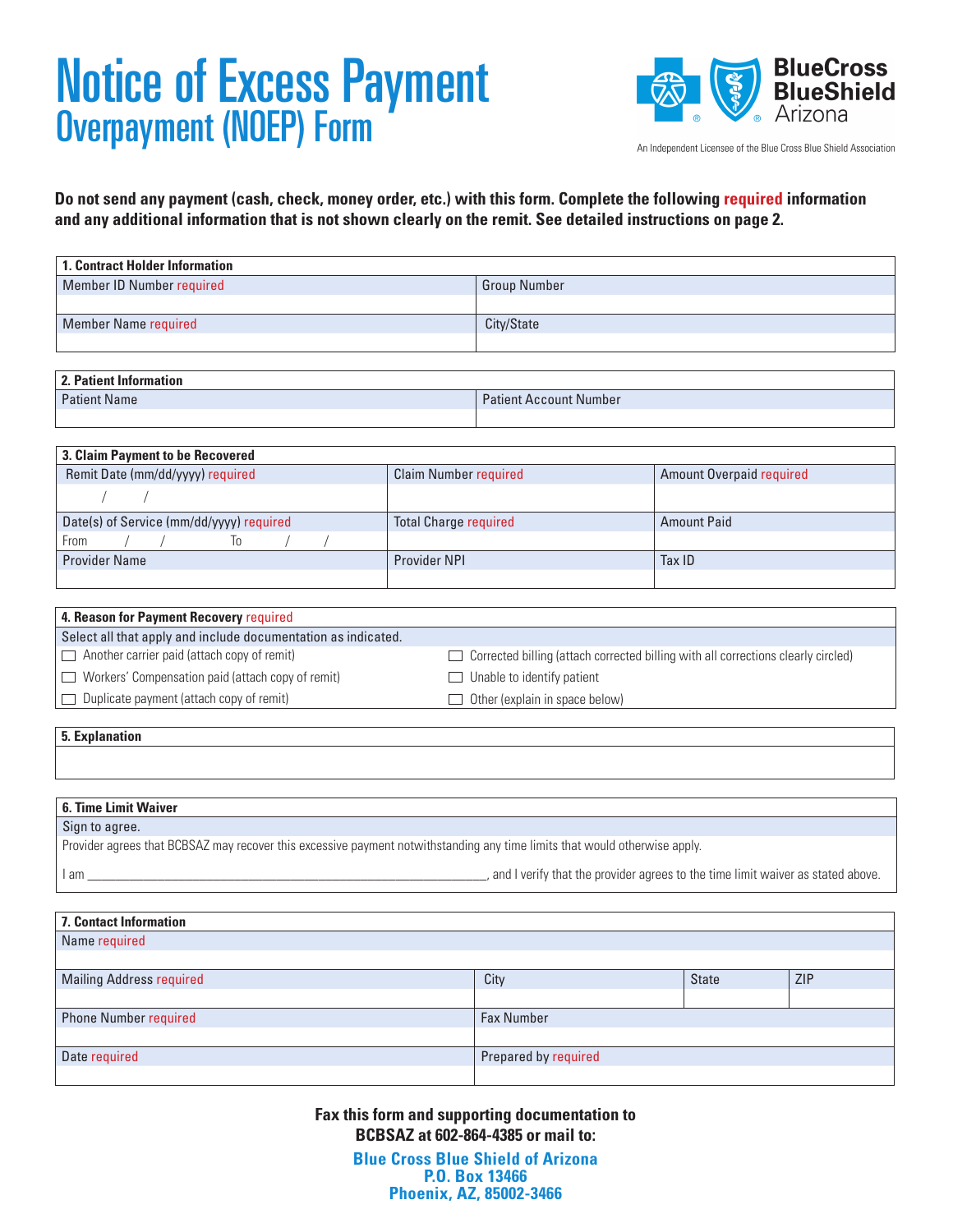# Notice of Excess Payment
## Overpayment (NOEP) Form

BlueCross BlueShield Arizona

An Independent Licensee of the Blue Cross Blue Shield Association

**Do not send any payment (cash, check, money order, etc.) with this form. Complete the following required information and any additional information that is not shown clearly on the remit. See detailed instructions on page 2.**

| 1. Contract Holder Information | |
|---|---|
| Member ID Number required | Group Number |
| | |
| Member Name required | City/State |
| | |

| 2. Patient Information | |
|---|---|
| Patient Name | Patient Account Number |
| | |

| 3. Claim Payment to be Recovered | | |
|---|---|---|
| Remit Date (mm/dd/yyyy) required | Claim Number required | Amount Overpaid required |
| / / | | |
| Date(s) of Service (mm/dd/yyyy) required | Total Charge required | Amount Paid |
| From / / To / / | | |
| Provider Name | Provider NPI | Tax ID |
| | | |

**4. Reason for Payment Recovery** required

Select all that apply and include documentation as indicated.

- ☐ Another carrier paid (attach copy of remit)
- ☐ Workers' Compensation paid (attach copy of remit)
- ☐ Duplicate payment (attach copy of remit)
- ☐ Corrected billing (attach corrected billing with all corrections clearly circled)
- ☐ Unable to identify patient
- ☐ Other (explain in space below)

**5. Explanation**

**6. Time Limit Waiver**

Sign to agree.

Provider agrees that BCBSAZ may recover this excessive payment notwithstanding any time limits that would otherwise apply.

I am ______________________________________________, and I verify that the provider agrees to the time limit waiver as stated above.

| 7. Contact Information | | | |
|---|---|---|---|
| Name required | | | |
| | | | |
| Mailing Address required | City | State | ZIP |
| | | | |
| Phone Number required | Fax Number | | |
| | | | |
| Date required | Prepared by required | | |
| | | | |

**Fax this form and supporting documentation to BCBSAZ at 602-864-4385 or mail to:**

**Blue Cross Blue Shield of Arizona**
**P.O. Box 13466**
**Phoenix, AZ, 85002-3466**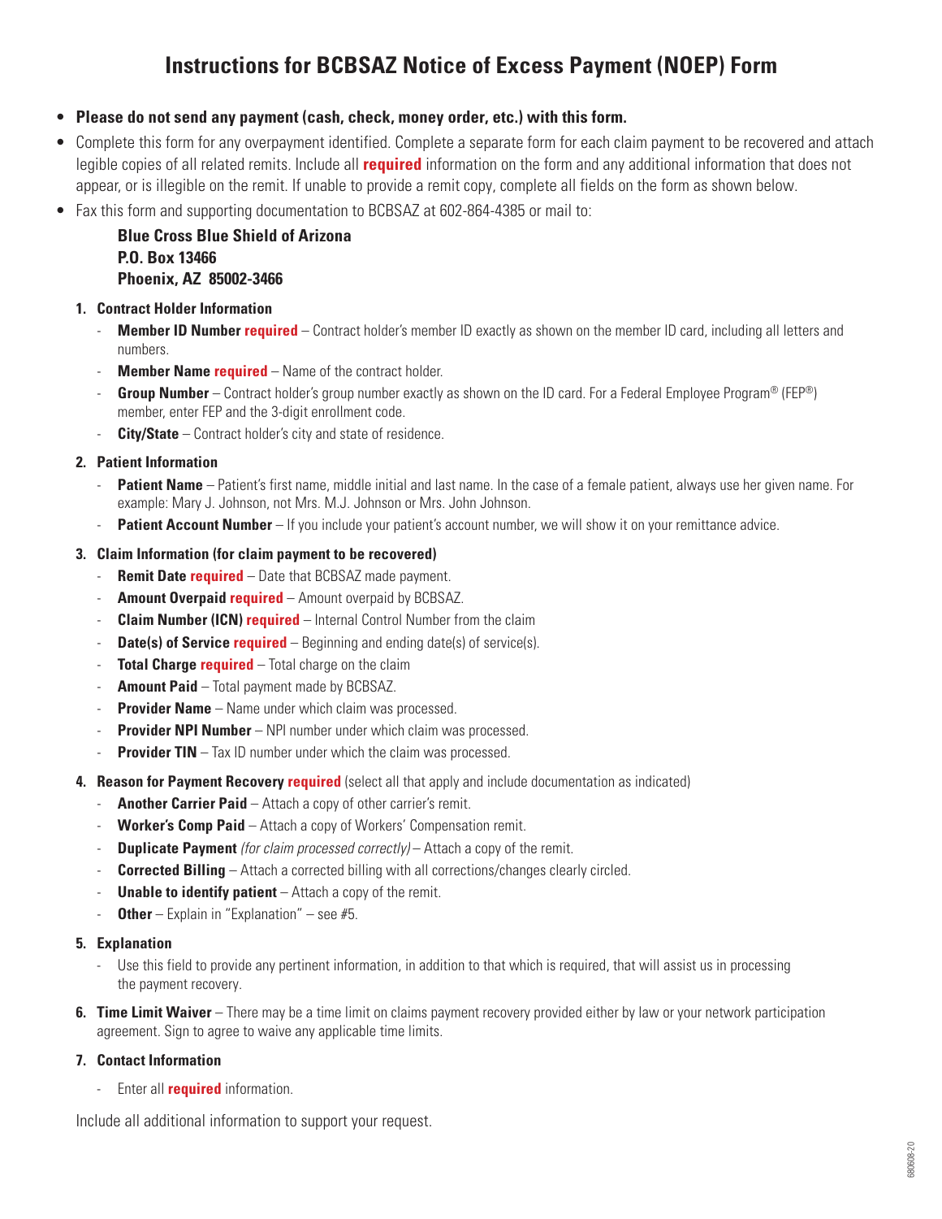# Instructions for BCBSAZ Notice of Excess Payment (NOEP) Form

- **Please do not send any payment (cash, check, money order, etc.) with this form.**
- Complete this form for any overpayment identified. Complete a separate form for each claim payment to be recovered and attach legible copies of all related remits. Include all **required** information on the form and any additional information that does not appear, or is illegible on the remit. If unable to provide a remit copy, complete all fields on the form as shown below.
- Fax this form and supporting documentation to BCBSAZ at 602-864-4385 or mail to:

  **Blue Cross Blue Shield of Arizona**
  **P.O. Box 13466**
  **Phoenix, AZ 85002-3466**

1. **Contract Holder Information**
   - **Member ID Number required** – Contract holder's member ID exactly as shown on the member ID card, including all letters and numbers.
   - **Member Name required** – Name of the contract holder.
   - **Group Number** – Contract holder's group number exactly as shown on the ID card. For a Federal Employee Program® (FEP®) member, enter FEP and the 3-digit enrollment code.
   - **City/State** – Contract holder's city and state of residence.
2. **Patient Information**
   - **Patient Name** – Patient's first name, middle initial and last name. In the case of a female patient, always use her given name. For example: Mary J. Johnson, not Mrs. M.J. Johnson or Mrs. John Johnson.
   - **Patient Account Number** – If you include your patient's account number, we will show it on your remittance advice.
3. **Claim Information (for claim payment to be recovered)**
   - **Remit Date required** – Date that BCBSAZ made payment.
   - **Amount Overpaid required** – Amount overpaid by BCBSAZ.
   - **Claim Number (ICN) required** – Internal Control Number from the claim
   - **Date(s) of Service required** – Beginning and ending date(s) of service(s).
   - **Total Charge required** – Total charge on the claim
   - **Amount Paid** – Total payment made by BCBSAZ.
   - **Provider Name** – Name under which claim was processed.
   - **Provider NPI Number** – NPI number under which claim was processed.
   - **Provider TIN** – Tax ID number under which the claim was processed.
4. **Reason for Payment Recovery required** (select all that apply and include documentation as indicated)
   - **Another Carrier Paid** – Attach a copy of other carrier's remit.
   - **Worker's Comp Paid** – Attach a copy of Workers' Compensation remit.
   - **Duplicate Payment** *(for claim processed correctly)* – Attach a copy of the remit.
   - **Corrected Billing** – Attach a corrected billing with all corrections/changes clearly circled.
   - **Unable to identify patient** – Attach a copy of the remit.
   - **Other** – Explain in "Explanation" – see #5.
5. **Explanation**
   - Use this field to provide any pertinent information, in addition to that which is required, that will assist us in processing the payment recovery.
6. **Time Limit Waiver** – There may be a time limit on claims payment recovery provided either by law or your network participation agreement. Sign to agree to waive any applicable time limits.
7. **Contact Information**
   - Enter all **required** information.

Include all additional information to support your request.

680608-20